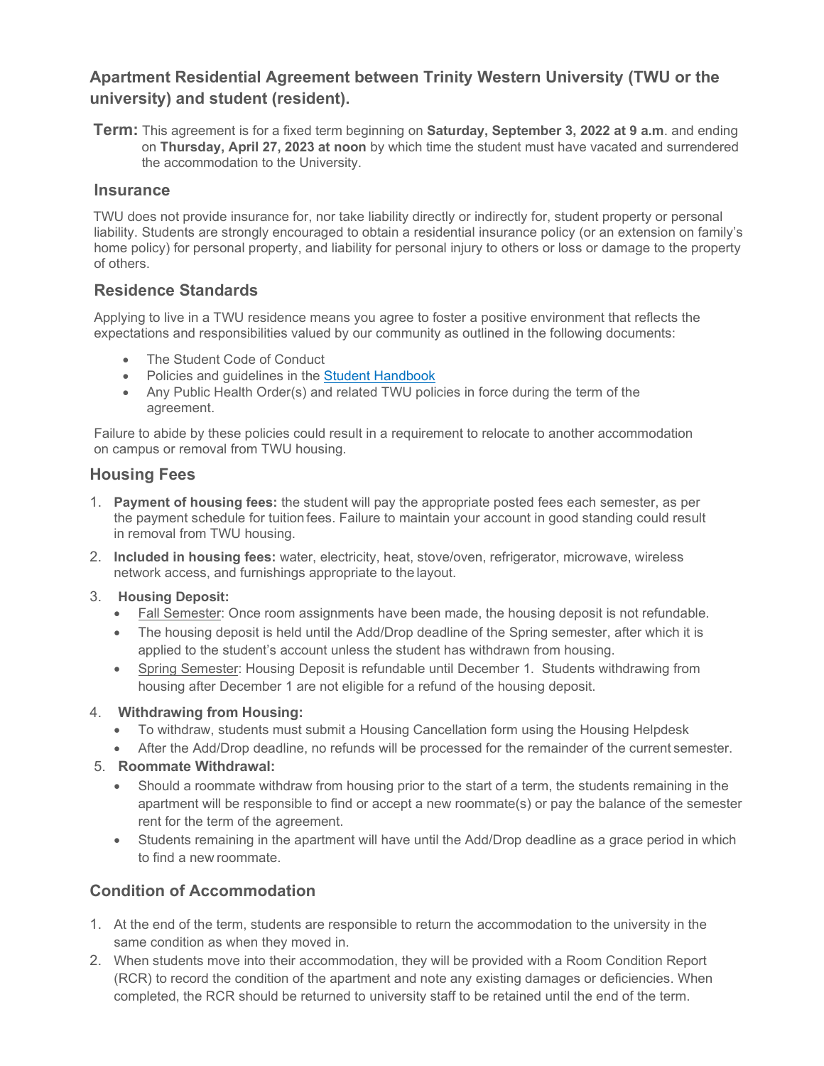## Apartment Residential Agreement between Trinity Western University (TWU or the university) and student (resident).

**Term:** This agreement is for a fixed term beginning on **Saturday, September 3, 2022 at 9 a.m**. and ending on **Thursday, April 27, 2023 at noon** by which time the student must have vacated and surrendered the accommodation to the University.

### Insurance

TWU does not provide insurance for, nor take liability directly or indirectly for, student property or personal liability. Students are strongly encouraged to obtain a residential insurance policy (or an extension on family's home policy) for personal property, and liability for personal injury to others or loss or damage to the property of others.

### Residence Standards

Applying to live in a TWU residence means you agree to foster a positive environment that reflects the expectations and responsibilities valued by our community as outlined in the following documents:

- The Student Code of Conduct
- Policies and guidelines in the Student Handbook
- Any Public Health Order(s) and related TWU policies in force during the term of the agreement.

Failure to abide by these policies could result in a requirement to relocate to another accommodation on campus or removal from TWU housing.

### Housing Fees

1. **Payment of housing fees:** the student will pay the appropriate posted fees each semester, as per the payment schedule for tuition fees. Failure to maintain your account in good standing could result in removal from TWU housing.
2. **Included in housing fees:** water, electricity, heat, stove/oven, refrigerator, microwave, wireless network access, and furnishings appropriate to the layout.
3. **Housing Deposit:**
   - Fall Semester: Once room assignments have been made, the housing deposit is not refundable.
   - The housing deposit is held until the Add/Drop deadline of the Spring semester, after which it is applied to the student's account unless the student has withdrawn from housing.
   - Spring Semester: Housing Deposit is refundable until December 1. Students withdrawing from housing after December 1 are not eligible for a refund of the housing deposit.
4. **Withdrawing from Housing:**
   - To withdraw, students must submit a Housing Cancellation form using the Housing Helpdesk
   - After the Add/Drop deadline, no refunds will be processed for the remainder of the current semester.
5. **Roommate Withdrawal:**
   - Should a roommate withdraw from housing prior to the start of a term, the students remaining in the apartment will be responsible to find or accept a new roommate(s) or pay the balance of the semester rent for the term of the agreement.
   - Students remaining in the apartment will have until the Add/Drop deadline as a grace period in which to find a new roommate.

### Condition of Accommodation

1. At the end of the term, students are responsible to return the accommodation to the university in the same condition as when they moved in.
2. When students move into their accommodation, they will be provided with a Room Condition Report (RCR) to record the condition of the apartment and note any existing damages or deficiencies. When completed, the RCR should be returned to university staff to be retained until the end of the term.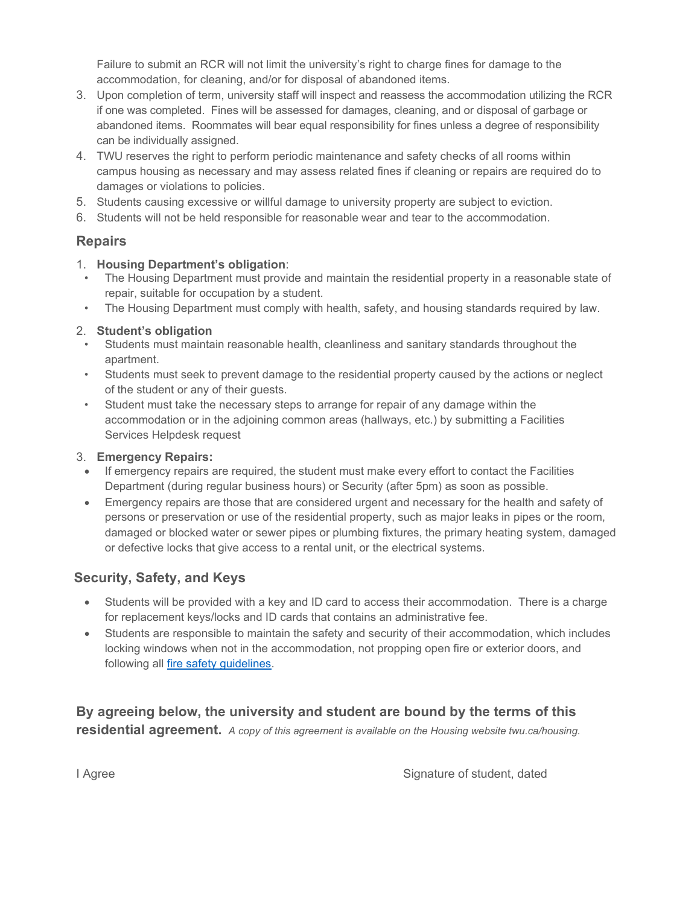Failure to submit an RCR will not limit the university's right to charge fines for damage to the accommodation, for cleaning, and/or for disposal of abandoned items.

3. Upon completion of term, university staff will inspect and reassess the accommodation utilizing the RCR if one was completed. Fines will be assessed for damages, cleaning, and or disposal of garbage or abandoned items. Roommates will bear equal responsibility for fines unless a degree of responsibility can be individually assigned.
4. TWU reserves the right to perform periodic maintenance and safety checks of all rooms within campus housing as necessary and may assess related fines if cleaning or repairs are required do to damages or violations to policies.
5. Students causing excessive or willful damage to university property are subject to eviction.
6. Students will not be held responsible for reasonable wear and tear to the accommodation.

## Repairs

1. **Housing Department's obligation**:
   - The Housing Department must provide and maintain the residential property in a reasonable state of repair, suitable for occupation by a student.
   - The Housing Department must comply with health, safety, and housing standards required by law.
2. **Student's obligation**
   - Students must maintain reasonable health, cleanliness and sanitary standards throughout the apartment.
   - Students must seek to prevent damage to the residential property caused by the actions or neglect of the student or any of their guests.
   - Student must take the necessary steps to arrange for repair of any damage within the accommodation or in the adjoining common areas (hallways, etc.) by submitting a Facilities Services Helpdesk request
3. **Emergency Repairs:**
   - If emergency repairs are required, the student must make every effort to contact the Facilities Department (during regular business hours) or Security (after 5pm) as soon as possible.
   - Emergency repairs are those that are considered urgent and necessary for the health and safety of persons or preservation or use of the residential property, such as major leaks in pipes or the room, damaged or blocked water or sewer pipes or plumbing fixtures, the primary heating system, damaged or defective locks that give access to a rental unit, or the electrical systems.

## Security, Safety, and Keys

- Students will be provided with a key and ID card to access their accommodation. There is a charge for replacement keys/locks and ID cards that contains an administrative fee.
- Students are responsible to maintain the safety and security of their accommodation, which includes locking windows when not in the accommodation, not propping open fire or exterior doors, and following all fire safety guidelines.

**By agreeing below, the university and student are bound by the terms of this residential agreement.** *A copy of this agreement is available on the Housing website twu.ca/housing.*

I Agree

Signature of student, dated